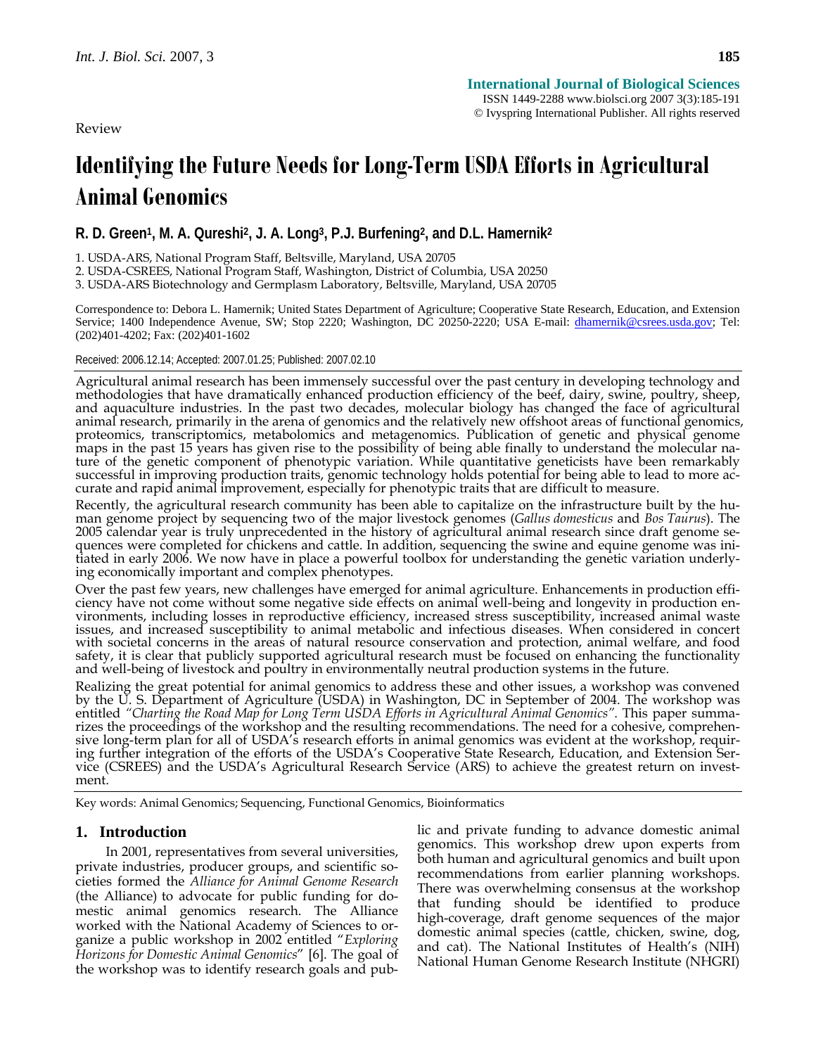Review

# Identifying the Future Needs for Long-Term USDA Efforts in Agricultural Animal Genomics

**R. D. Green[1], M. A. Qureshi[2], J. A. Long[3], P.J. Burfening[2], and D.L. Hamernik[2]**

1. USDA-ARS, National Program Staff, Beltsville, Maryland, USA 20705
2. USDA-CSREES, National Program Staff, Washington, District of Columbia, USA 20250
3. USDA-ARS Biotechnology and Germplasm Laboratory, Beltsville, Maryland, USA 20705

Correspondence to: Debora L. Hamernik; United States Department of Agriculture; Cooperative State Research, Education, and Extension Service; 1400 Independence Avenue, SW; Stop 2220; Washington, DC 20250-2220; USA E-mail: dhamernik@csrees.usda.gov; Tel: (202)401-4202; Fax: (202)401-1602

Received: 2006.12.14; Accepted: 2007.01.25; Published: 2007.02.10

Agricultural animal research has been immensely successful over the past century in developing technology and methodologies that have dramatically enhanced production efficiency of the beef, dairy, swine, poultry, sheep, and aquaculture industries. In the past two decades, molecular biology has changed the face of agricultural animal research, primarily in the arena of genomics and the relatively new offshoot areas of functional genomics, proteomics, transcriptomics, metabolomics and metagenomics. Publication of genetic and physical genome maps in the past 15 years has given rise to the possibility of being able finally to understand the molecular nature of the genetic component of phenotypic variation. While quantitative geneticists have been remarkably successful in improving production traits, genomic technology holds potential for being able to lead to more accurate and rapid animal improvement, especially for phenotypic traits that are difficult to measure.

Recently, the agricultural research community has been able to capitalize on the infrastructure built by the human genome project by sequencing two of the major livestock genomes (*Gallus domesticus* and *Bos Taurus*). The 2005 calendar year is truly unprecedented in the history of agricultural animal research since draft genome sequences were completed for chickens and cattle. In addition, sequencing the swine and equine genome was initiated in early 2006. We now have in place a powerful toolbox for understanding the genetic variation underlying economically important and complex phenotypes.

Over the past few years, new challenges have emerged for animal agriculture. Enhancements in production efficiency have not come without some negative side effects on animal well-being and longevity in production environments, including losses in reproductive efficiency, increased stress susceptibility, increased animal waste issues, and increased susceptibility to animal metabolic and infectious diseases. When considered in concert with societal concerns in the areas of natural resource conservation and protection, animal welfare, and food safety, it is clear that publicly supported agricultural research must be focused on enhancing the functionality and well-being of livestock and poultry in environmentally neutral production systems in the future.

Realizing the great potential for animal genomics to address these and other issues, a workshop was convened by the U. S. Department of Agriculture (USDA) in Washington, DC in September of 2004. The workshop was entitled *"Charting the Road Map for Long Term USDA Efforts in Agricultural Animal Genomics"*. This paper summarizes the proceedings of the workshop and the resulting recommendations. The need for a cohesive, comprehensive long-term plan for all of USDA's research efforts in animal genomics was evident at the workshop, requiring further integration of the efforts of the USDA's Cooperative State Research, Education, and Extension Service (CSREES) and the USDA's Agricultural Research Service (ARS) to achieve the greatest return on investment.

Key words: Animal Genomics; Sequencing, Functional Genomics, Bioinformatics

## 1. Introduction

In 2001, representatives from several universities, private industries, producer groups, and scientific societies formed the *Alliance for Animal Genome Research* (the Alliance) to advocate for public funding for domestic animal genomics research. The Alliance worked with the National Academy of Sciences to organize a public workshop in 2002 entitled "*Exploring Horizons for Domestic Animal Genomics*" [6]. The goal of the workshop was to identify research goals and public and private funding to advance domestic animal genomics. This workshop drew upon experts from both human and agricultural genomics and built upon recommendations from earlier planning workshops. There was overwhelming consensus at the workshop that funding should be identified to produce high-coverage, draft genome sequences of the major domestic animal species (cattle, chicken, swine, dog, and cat). The National Institutes of Health's (NIH) National Human Genome Research Institute (NHGRI)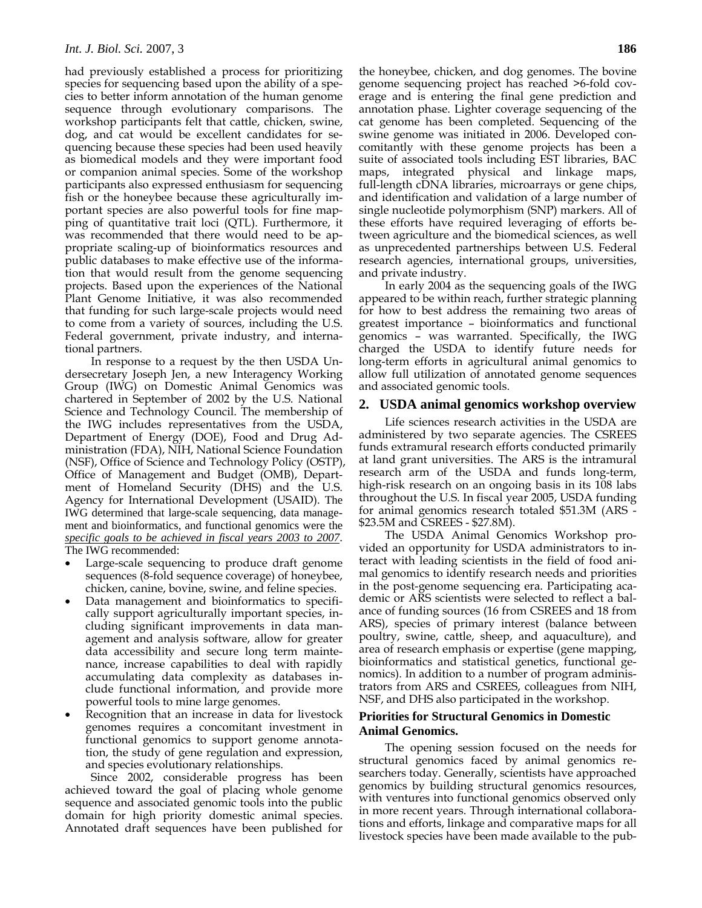had previously established a process for prioritizing species for sequencing based upon the ability of a species to better inform annotation of the human genome sequence through evolutionary comparisons. The workshop participants felt that cattle, chicken, swine, dog, and cat would be excellent candidates for sequencing because these species had been used heavily as biomedical models and they were important food or companion animal species. Some of the workshop participants also expressed enthusiasm for sequencing fish or the honeybee because these agriculturally important species are also powerful tools for fine mapping of quantitative trait loci (QTL). Furthermore, it was recommended that there would need to be appropriate scaling-up of bioinformatics resources and public databases to make effective use of the information that would result from the genome sequencing projects. Based upon the experiences of the National Plant Genome Initiative, it was also recommended that funding for such large-scale projects would need to come from a variety of sources, including the U.S. Federal government, private industry, and international partners.

In response to a request by the then USDA Undersecretary Joseph Jen, a new Interagency Working Group (IWG) on Domestic Animal Genomics was chartered in September of 2002 by the U.S. National Science and Technology Council. The membership of the IWG includes representatives from the USDA, Department of Energy (DOE), Food and Drug Administration (FDA), NIH, National Science Foundation (NSF), Office of Science and Technology Policy (OSTP), Office of Management and Budget (OMB), Department of Homeland Security (DHS) and the U.S. Agency for International Development (USAID). The IWG determined that large-scale sequencing, data management and bioinformatics, and functional genomics were the *specific goals to be achieved in fiscal years 2003 to 2007*. The IWG recommended:

- Large-scale sequencing to produce draft genome sequences (8-fold sequence coverage) of honeybee, chicken, canine, bovine, swine, and feline species.
- Data management and bioinformatics to specifically support agriculturally important species, including significant improvements in data management and analysis software, allow for greater data accessibility and secure long term maintenance, increase capabilities to deal with rapidly accumulating data complexity as databases include functional information, and provide more powerful tools to mine large genomes.
- Recognition that an increase in data for livestock genomes requires a concomitant investment in functional genomics to support genome annotation, the study of gene regulation and expression, and species evolutionary relationships.

Since 2002, considerable progress has been achieved toward the goal of placing whole genome sequence and associated genomic tools into the public domain for high priority domestic animal species. Annotated draft sequences have been published for the honeybee, chicken, and dog genomes. The bovine genome sequencing project has reached >6-fold coverage and is entering the final gene prediction and annotation phase. Lighter coverage sequencing of the cat genome has been completed. Sequencing of the swine genome was initiated in 2006. Developed concomitantly with these genome projects has been a suite of associated tools including EST libraries, BAC maps, integrated physical and linkage maps, full-length cDNA libraries, microarrays or gene chips, and identification and validation of a large number of single nucleotide polymorphism (SNP) markers. All of these efforts have required leveraging of efforts between agriculture and the biomedical sciences, as well as unprecedented partnerships between U.S. Federal research agencies, international groups, universities, and private industry.

In early 2004 as the sequencing goals of the IWG appeared to be within reach, further strategic planning for how to best address the remaining two areas of greatest importance – bioinformatics and functional genomics – was warranted. Specifically, the IWG charged the USDA to identify future needs for long-term efforts in agricultural animal genomics to allow full utilization of annotated genome sequences and associated genomic tools.

## 2. USDA animal genomics workshop overview

Life sciences research activities in the USDA are administered by two separate agencies. The CSREES funds extramural research efforts conducted primarily at land grant universities. The ARS is the intramural research arm of the USDA and funds long-term, high-risk research on an ongoing basis in its 108 labs throughout the U.S. In fiscal year 2005, USDA funding for animal genomics research totaled $51.3M (ARS - $23.5M and CSREES - $27.8M).

The USDA Animal Genomics Workshop provided an opportunity for USDA administrators to interact with leading scientists in the field of food animal genomics to identify research needs and priorities in the post-genome sequencing era. Participating academic or ARS scientists were selected to reflect a balance of funding sources (16 from CSREES and 18 from ARS), species of primary interest (balance between poultry, swine, cattle, sheep, and aquaculture), and area of research emphasis or expertise (gene mapping, bioinformatics and statistical genetics, functional genomics). In addition to a number of program administrators from ARS and CSREES, colleagues from NIH, NSF, and DHS also participated in the workshop.

### Priorities for Structural Genomics in Domestic Animal Genomics.

The opening session focused on the needs for structural genomics faced by animal genomics researchers today. Generally, scientists have approached genomics by building structural genomics resources, with ventures into functional genomics observed only in more recent years. Through international collaborations and efforts, linkage and comparative maps for all livestock species have been made available to the pub-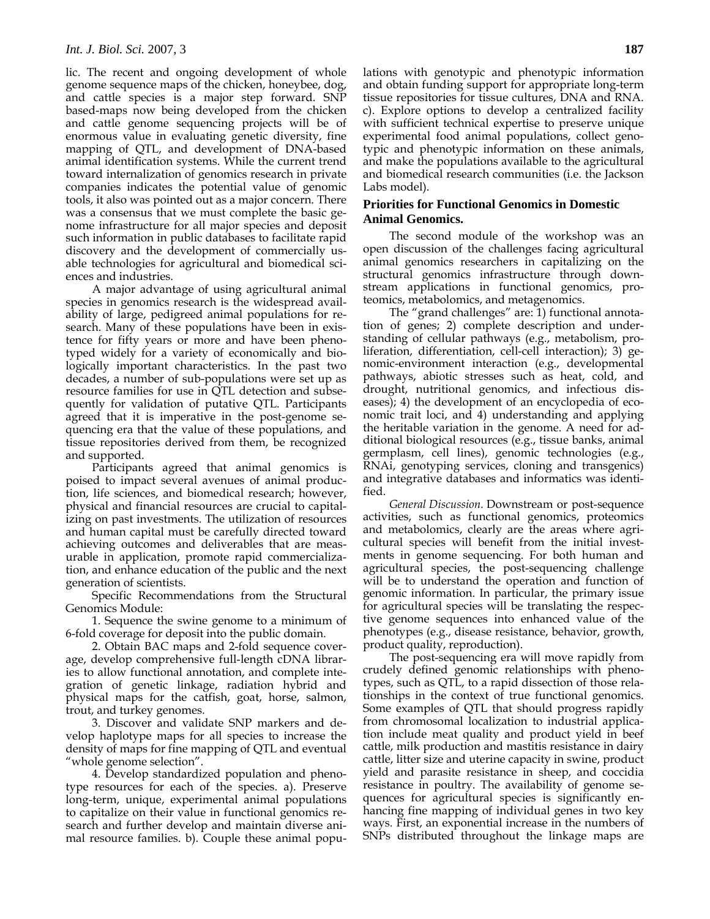lic. The recent and ongoing development of whole genome sequence maps of the chicken, honeybee, dog, and cattle species is a major step forward. SNP based-maps now being developed from the chicken and cattle genome sequencing projects will be of enormous value in evaluating genetic diversity, fine mapping of QTL, and development of DNA-based animal identification systems. While the current trend toward internalization of genomics research in private companies indicates the potential value of genomic tools, it also was pointed out as a major concern. There was a consensus that we must complete the basic genome infrastructure for all major species and deposit such information in public databases to facilitate rapid discovery and the development of commercially usable technologies for agricultural and biomedical sciences and industries.

A major advantage of using agricultural animal species in genomics research is the widespread availability of large, pedigreed animal populations for research. Many of these populations have been in existence for fifty years or more and have been phenotyped widely for a variety of economically and biologically important characteristics. In the past two decades, a number of sub-populations were set up as resource families for use in QTL detection and subsequently for validation of putative QTL. Participants agreed that it is imperative in the post-genome sequencing era that the value of these populations, and tissue repositories derived from them, be recognized and supported.

Participants agreed that animal genomics is poised to impact several avenues of animal production, life sciences, and biomedical research; however, physical and financial resources are crucial to capitalizing on past investments. The utilization of resources and human capital must be carefully directed toward achieving outcomes and deliverables that are measurable in application, promote rapid commercialization, and enhance education of the public and the next generation of scientists.

Specific Recommendations from the Structural Genomics Module:

1. Sequence the swine genome to a minimum of 6-fold coverage for deposit into the public domain.

2. Obtain BAC maps and 2-fold sequence coverage, develop comprehensive full-length cDNA libraries to allow functional annotation, and complete integration of genetic linkage, radiation hybrid and physical maps for the catfish, goat, horse, salmon, trout, and turkey genomes.

3. Discover and validate SNP markers and develop haplotype maps for all species to increase the density of maps for fine mapping of QTL and eventual "whole genome selection".

4. Develop standardized population and phenotype resources for each of the species. a). Preserve long-term, unique, experimental animal populations to capitalize on their value in functional genomics research and further develop and maintain diverse animal resource families. b). Couple these animal populations with genotypic and phenotypic information and obtain funding support for appropriate long-term tissue repositories for tissue cultures, DNA and RNA. c). Explore options to develop a centralized facility with sufficient technical expertise to preserve unique experimental food animal populations, collect genotypic and phenotypic information on these animals, and make the populations available to the agricultural and biomedical research communities (i.e. the Jackson Labs model).

## Priorities for Functional Genomics in Domestic Animal Genomics.

The second module of the workshop was an open discussion of the challenges facing agricultural animal genomics researchers in capitalizing on the structural genomics infrastructure through downstream applications in functional genomics, proteomics, metabolomics, and metagenomics.

The "grand challenges" are: 1) functional annotation of genes; 2) complete description and understanding of cellular pathways (e.g., metabolism, proliferation, differentiation, cell-cell interaction); 3) genomic-environment interaction (e.g., developmental pathways, abiotic stresses such as heat, cold, and drought, nutritional genomics, and infectious diseases); 4) the development of an encyclopedia of economic trait loci, and 4) understanding and applying the heritable variation in the genome. A need for additional biological resources (e.g., tissue banks, animal germplasm, cell lines), genomic technologies (e.g., RNAi, genotyping services, cloning and transgenics) and integrative databases and informatics was identified.

*General Discussion.* Downstream or post-sequence activities, such as functional genomics, proteomics and metabolomics, clearly are the areas where agricultural species will benefit from the initial investments in genome sequencing. For both human and agricultural species, the post-sequencing challenge will be to understand the operation and function of genomic information. In particular, the primary issue for agricultural species will be translating the respective genome sequences into enhanced value of the phenotypes (e.g., disease resistance, behavior, growth, product quality, reproduction).

The post-sequencing era will move rapidly from crudely defined genomic relationships with phenotypes, such as QTL, to a rapid dissection of those relationships in the context of true functional genomics. Some examples of QTL that should progress rapidly from chromosomal localization to industrial application include meat quality and product yield in beef cattle, milk production and mastitis resistance in dairy cattle, litter size and uterine capacity in swine, product yield and parasite resistance in sheep, and coccidia resistance in poultry. The availability of genome sequences for agricultural species is significantly enhancing fine mapping of individual genes in two key ways. First, an exponential increase in the numbers of SNPs distributed throughout the linkage maps are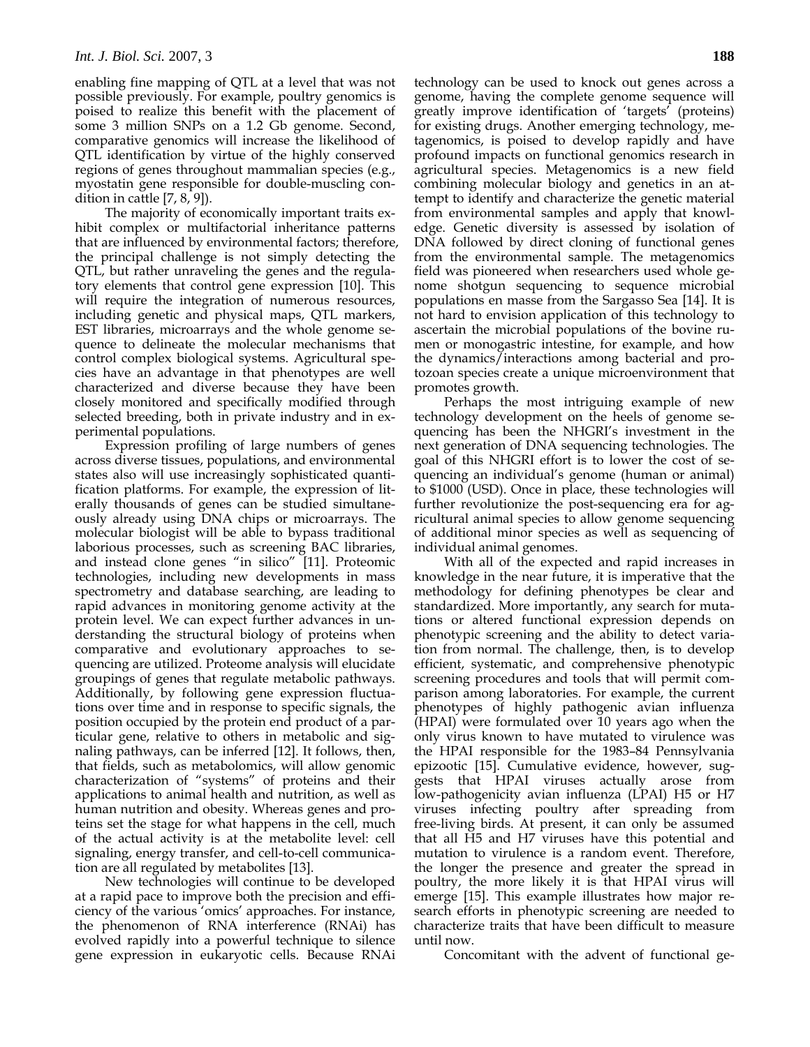enabling fine mapping of QTL at a level that was not possible previously. For example, poultry genomics is poised to realize this benefit with the placement of some 3 million SNPs on a 1.2 Gb genome. Second, comparative genomics will increase the likelihood of QTL identification by virtue of the highly conserved regions of genes throughout mammalian species (e.g., myostatin gene responsible for double-muscling condition in cattle [7, 8, 9]).

The majority of economically important traits exhibit complex or multifactorial inheritance patterns that are influenced by environmental factors; therefore, the principal challenge is not simply detecting the QTL, but rather unraveling the genes and the regulatory elements that control gene expression [10]. This will require the integration of numerous resources, including genetic and physical maps, QTL markers, EST libraries, microarrays and the whole genome sequence to delineate the molecular mechanisms that control complex biological systems. Agricultural species have an advantage in that phenotypes are well characterized and diverse because they have been closely monitored and specifically modified through selected breeding, both in private industry and in experimental populations.

Expression profiling of large numbers of genes across diverse tissues, populations, and environmental states also will use increasingly sophisticated quantification platforms. For example, the expression of literally thousands of genes can be studied simultaneously already using DNA chips or microarrays. The molecular biologist will be able to bypass traditional laborious processes, such as screening BAC libraries, and instead clone genes "in silico" [11]. Proteomic technologies, including new developments in mass spectrometry and database searching, are leading to rapid advances in monitoring genome activity at the protein level. We can expect further advances in understanding the structural biology of proteins when comparative and evolutionary approaches to sequencing are utilized. Proteome analysis will elucidate groupings of genes that regulate metabolic pathways. Additionally, by following gene expression fluctuations over time and in response to specific signals, the position occupied by the protein end product of a particular gene, relative to others in metabolic and signaling pathways, can be inferred [12]. It follows, then, that fields, such as metabolomics, will allow genomic characterization of "systems" of proteins and their applications to animal health and nutrition, as well as human nutrition and obesity. Whereas genes and proteins set the stage for what happens in the cell, much of the actual activity is at the metabolite level: cell signaling, energy transfer, and cell-to-cell communication are all regulated by metabolites [13].

New technologies will continue to be developed at a rapid pace to improve both the precision and efficiency of the various 'omics' approaches. For instance, the phenomenon of RNA interference (RNAi) has evolved rapidly into a powerful technique to silence gene expression in eukaryotic cells. Because RNAi technology can be used to knock out genes across a genome, having the complete genome sequence will greatly improve identification of 'targets' (proteins) for existing drugs. Another emerging technology, metagenomics, is poised to develop rapidly and have profound impacts on functional genomics research in agricultural species. Metagenomics is a new field combining molecular biology and genetics in an attempt to identify and characterize the genetic material from environmental samples and apply that knowledge. Genetic diversity is assessed by isolation of DNA followed by direct cloning of functional genes from the environmental sample. The metagenomics field was pioneered when researchers used whole genome shotgun sequencing to sequence microbial populations en masse from the Sargasso Sea [14]. It is not hard to envision application of this technology to ascertain the microbial populations of the bovine rumen or monogastric intestine, for example, and how the dynamics/interactions among bacterial and protozoan species create a unique microenvironment that promotes growth.

Perhaps the most intriguing example of new technology development on the heels of genome sequencing has been the NHGRI's investment in the next generation of DNA sequencing technologies. The goal of this NHGRI effort is to lower the cost of sequencing an individual's genome (human or animal) to $1000 (USD). Once in place, these technologies will further revolutionize the post-sequencing era for agricultural animal species to allow genome sequencing of additional minor species as well as sequencing of individual animal genomes.

With all of the expected and rapid increases in knowledge in the near future, it is imperative that the methodology for defining phenotypes be clear and standardized. More importantly, any search for mutations or altered functional expression depends on phenotypic screening and the ability to detect variation from normal. The challenge, then, is to develop efficient, systematic, and comprehensive phenotypic screening procedures and tools that will permit comparison among laboratories. For example, the current phenotypes of highly pathogenic avian influenza (HPAI) were formulated over 10 years ago when the only virus known to have mutated to virulence was the HPAI responsible for the 1983–84 Pennsylvania epizootic [15]. Cumulative evidence, however, suggests that HPAI viruses actually arose from low-pathogenicity avian influenza (LPAI) H5 or H7 viruses infecting poultry after spreading from free-living birds. At present, it can only be assumed that all H5 and H7 viruses have this potential and mutation to virulence is a random event. Therefore, the longer the presence and greater the spread in poultry, the more likely it is that HPAI virus will emerge [15]. This example illustrates how major research efforts in phenotypic screening are needed to characterize traits that have been difficult to measure until now.

Concomitant with the advent of functional ge-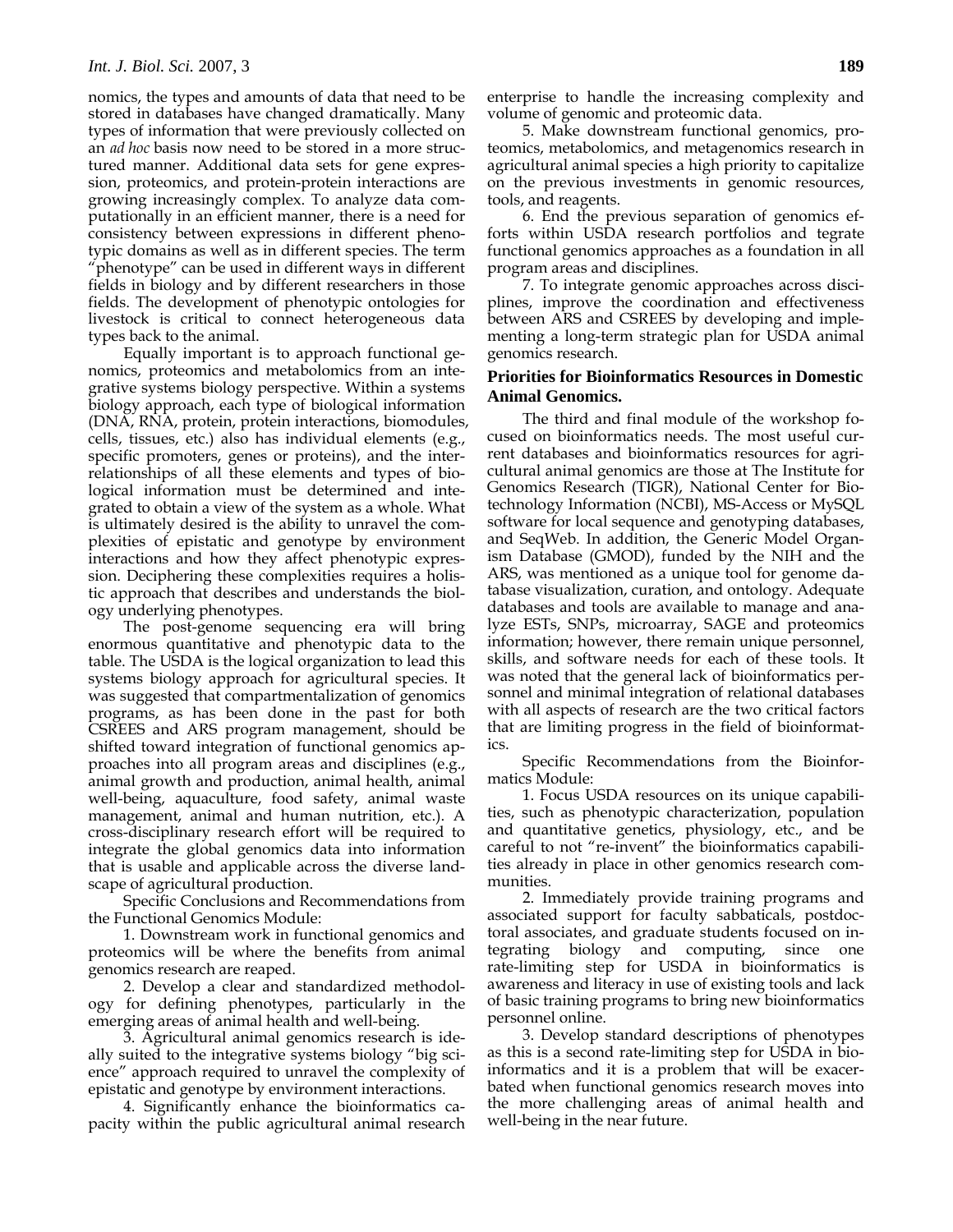nomics, the types and amounts of data that need to be stored in databases have changed dramatically. Many types of information that were previously collected on an *ad hoc* basis now need to be stored in a more structured manner. Additional data sets for gene expression, proteomics, and protein-protein interactions are growing increasingly complex. To analyze data computationally in an efficient manner, there is a need for consistency between expressions in different phenotypic domains as well as in different species. The term "phenotype" can be used in different ways in different fields in biology and by different researchers in those fields. The development of phenotypic ontologies for livestock is critical to connect heterogeneous data types back to the animal.

Equally important is to approach functional genomics, proteomics and metabolomics from an integrative systems biology perspective. Within a systems biology approach, each type of biological information (DNA, RNA, protein, protein interactions, biomodules, cells, tissues, etc.) also has individual elements (e.g., specific promoters, genes or proteins), and the interrelationships of all these elements and types of biological information must be determined and integrated to obtain a view of the system as a whole. What is ultimately desired is the ability to unravel the complexities of epistatic and genotype by environment interactions and how they affect phenotypic expression. Deciphering these complexities requires a holistic approach that describes and understands the biology underlying phenotypes.

The post-genome sequencing era will bring enormous quantitative and phenotypic data to the table. The USDA is the logical organization to lead this systems biology approach for agricultural species. It was suggested that compartmentalization of genomics programs, as has been done in the past for both CSREES and ARS program management, should be shifted toward integration of functional genomics approaches into all program areas and disciplines (e.g., animal growth and production, animal health, animal well-being, aquaculture, food safety, animal waste management, animal and human nutrition, etc.). A cross-disciplinary research effort will be required to integrate the global genomics data into information that is usable and applicable across the diverse landscape of agricultural production.

Specific Conclusions and Recommendations from the Functional Genomics Module:

1. Downstream work in functional genomics and proteomics will be where the benefits from animal genomics research are reaped.

2. Develop a clear and standardized methodology for defining phenotypes, particularly in the emerging areas of animal health and well-being.

3. Agricultural animal genomics research is ideally suited to the integrative systems biology "big science" approach required to unravel the complexity of epistatic and genotype by environment interactions.

4. Significantly enhance the bioinformatics capacity within the public agricultural animal research enterprise to handle the increasing complexity and volume of genomic and proteomic data.

5. Make downstream functional genomics, proteomics, metabolomics, and metagenomics research in agricultural animal species a high priority to capitalize on the previous investments in genomic resources, tools, and reagents.

6. End the previous separation of genomics efforts within USDA research portfolios and tegrate functional genomics approaches as a foundation in all program areas and disciplines.

7. To integrate genomic approaches across disciplines, improve the coordination and effectiveness between ARS and CSREES by developing and implementing a long-term strategic plan for USDA animal genomics research.

### Priorities for Bioinformatics Resources in Domestic Animal Genomics.

The third and final module of the workshop focused on bioinformatics needs. The most useful current databases and bioinformatics resources for agricultural animal genomics are those at The Institute for Genomics Research (TIGR), National Center for Biotechnology Information (NCBI), MS-Access or MySQL software for local sequence and genotyping databases, and SeqWeb. In addition, the Generic Model Organism Database (GMOD), funded by the NIH and the ARS, was mentioned as a unique tool for genome database visualization, curation, and ontology. Adequate databases and tools are available to manage and analyze ESTs, SNPs, microarray, SAGE and proteomics information; however, there remain unique personnel, skills, and software needs for each of these tools. It was noted that the general lack of bioinformatics personnel and minimal integration of relational databases with all aspects of research are the two critical factors that are limiting progress in the field of bioinformatics.

Specific Recommendations from the Bioinformatics Module:

1. Focus USDA resources on its unique capabilities, such as phenotypic characterization, population and quantitative genetics, physiology, etc., and be careful to not "re-invent" the bioinformatics capabilities already in place in other genomics research communities.

2. Immediately provide training programs and associated support for faculty sabbaticals, postdoctoral associates, and graduate students focused on integrating biology and computing, since one rate-limiting step for USDA in bioinformatics is awareness and literacy in use of existing tools and lack of basic training programs to bring new bioinformatics personnel online.

3. Develop standard descriptions of phenotypes as this is a second rate-limiting step for USDA in bioinformatics and it is a problem that will be exacerbated when functional genomics research moves into the more challenging areas of animal health and well-being in the near future.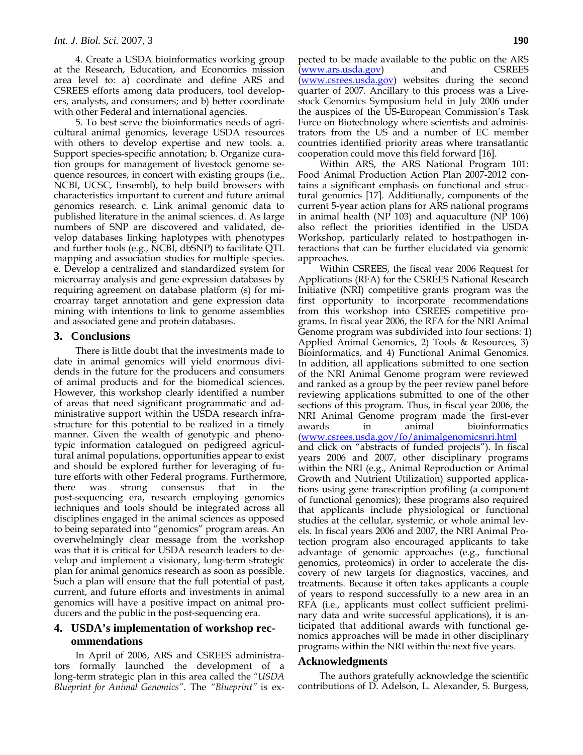4. Create a USDA bioinformatics working group at the Research, Education, and Economics mission area level to: a) coordinate and define ARS and CSREES efforts among data producers, tool developers, analysts, and consumers; and b) better coordinate with other Federal and international agencies.

5. To best serve the bioinformatics needs of agricultural animal genomics, leverage USDA resources with others to develop expertise and new tools. a. Support species-specific annotation; b. Organize curation groups for management of livestock genome sequence resources, in concert with existing groups (i.e,. NCBI, UCSC, Ensembl), to help build browsers with characteristics important to current and future animal genomics research. c. Link animal genomic data to published literature in the animal sciences. d. As large numbers of SNP are discovered and validated, develop databases linking haplotypes with phenotypes and further tools (e.g., NCBI, dbSNP) to facilitate QTL mapping and association studies for multiple species. e. Develop a centralized and standardized system for microarray analysis and gene expression databases by requiring agreement on database platform (s) for microarray target annotation and gene expression data mining with intentions to link to genome assemblies and associated gene and protein databases.

## 3. Conclusions

There is little doubt that the investments made to date in animal genomics will yield enormous dividends in the future for the producers and consumers of animal products and for the biomedical sciences. However, this workshop clearly identified a number of areas that need significant programmatic and administrative support within the USDA research infrastructure for this potential to be realized in a timely manner. Given the wealth of genotypic and phenotypic information catalogued on pedigreed agricultural animal populations, opportunities appear to exist and should be explored further for leveraging of future efforts with other Federal programs. Furthermore, there was strong consensus that in the post-sequencing era, research employing genomics techniques and tools should be integrated across all disciplines engaged in the animal sciences as opposed to being separated into "genomics" program areas. An overwhelmingly clear message from the workshop was that it is critical for USDA research leaders to develop and implement a visionary, long-term strategic plan for animal genomics research as soon as possible. Such a plan will ensure that the full potential of past, current, and future efforts and investments in animal genomics will have a positive impact on animal producers and the public in the post-sequencing era.

## 4. USDA's implementation of workshop recommendations

In April of 2006, ARS and CSREES administrators formally launched the development of a long-term strategic plan in this area called the *"USDA Blueprint for Animal Genomics"*. The *"Blueprint"* is expected to be made available to the public on the ARS (www.ars.usda.gov) and CSREES (www.csrees.usda.gov) websites during the second quarter of 2007. Ancillary to this process was a Livestock Genomics Symposium held in July 2006 under the auspices of the US-European Commission's Task Force on Biotechnology where scientists and administrators from the US and a number of EC member countries identified priority areas where transatlantic cooperation could move this field forward [16].

Within ARS, the ARS National Program 101: Food Animal Production Action Plan 2007-2012 contains a significant emphasis on functional and structural genomics [17]. Additionally, components of the current 5-year action plans for ARS national programs in animal health (NP 103) and aquaculture (NP 106) also reflect the priorities identified in the USDA Workshop, particularly related to host:pathogen interactions that can be further elucidated via genomic approaches.

Within CSREES, the fiscal year 2006 Request for Applications (RFA) for the CSREES National Research Initiative (NRI) competitive grants program was the first opportunity to incorporate recommendations from this workshop into CSREES competitive programs. In fiscal year 2006, the RFA for the NRI Animal Genome program was subdivided into four sections: 1) Applied Animal Genomics, 2) Tools & Resources, 3) Bioinformatics, and 4) Functional Animal Genomics. In addition, all applications submitted to one section of the NRI Animal Genome program were reviewed and ranked as a group by the peer review panel before reviewing applications submitted to one of the other sections of this program. Thus, in fiscal year 2006, the NRI Animal Genome program made the first-ever awards in animal bioinformatics (www.csrees.usda.gov/fo/animalgenomicsnri.html and click on "abstracts of funded projects"). In fiscal years 2006 and 2007, other disciplinary programs within the NRI (e.g., Animal Reproduction or Animal Growth and Nutrient Utilization) supported applications using gene transcription profiling (a component of functional genomics); these programs also required that applicants include physiological or functional studies at the cellular, systemic, or whole animal levels. In fiscal years 2006 and 2007, the NRI Animal Protection program also encouraged applicants to take advantage of genomic approaches (e.g., functional genomics, proteomics) in order to accelerate the discovery of new targets for diagnostics, vaccines, and treatments. Because it often takes applicants a couple of years to respond successfully to a new area in an RFA (i.e., applicants must collect sufficient preliminary data and write successful applications), it is anticipated that additional awards with functional genomics approaches will be made in other disciplinary programs within the NRI within the next five years.

## Acknowledgments

The authors gratefully acknowledge the scientific contributions of D. Adelson, L. Alexander, S. Burgess,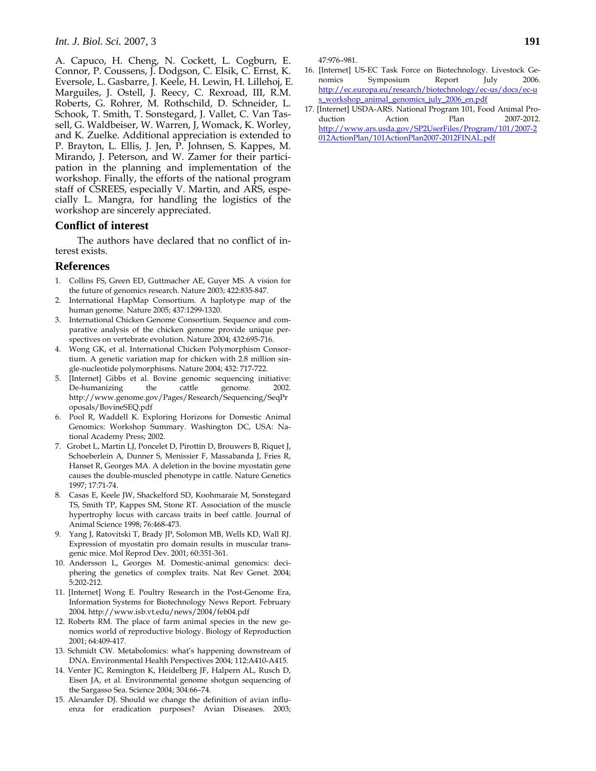A. Capuco, H. Cheng, N. Cockett, L. Cogburn, E. Connor, P. Coussens, J. Dodgson, C. Elsik, C. Ernst, K. Eversole, L. Gasbarre, J. Keele, H. Lewin, H. Lillehoj, E. Marguiles, J. Ostell, J. Reecy, C. Rexroad, III, R.M. Roberts, G. Rohrer, M. Rothschild, D. Schneider, L. Schook, T. Smith, T. Sonstegard, J. Vallet, C. Van Tassell, G. Waldbeiser, W. Warren, J, Womack, K. Worley, and K. Zuelke. Additional appreciation is extended to P. Brayton, L. Ellis, J. Jen, P. Johnsen, S. Kappes, M. Mirando, J. Peterson, and W. Zamer for their participation in the planning and implementation of the workshop. Finally, the efforts of the national program staff of CSREES, especially V. Martin, and ARS, especially L. Mangra, for handling the logistics of the workshop are sincerely appreciated.

## Conflict of interest

The authors have declared that no conflict of interest exists.

## References

1. Collins FS, Green ED, Guttmacher AE, Guyer MS. A vision for the future of genomics research. Nature 2003; 422:835-847.
2. International HapMap Consortium. A haplotype map of the human genome. Nature 2005; 437:1299-1320.
3. International Chicken Genome Consortium. Sequence and comparative analysis of the chicken genome provide unique perspectives on vertebrate evolution. Nature 2004; 432:695-716.
4. Wong GK, et al. International Chicken Polymorphism Consortium. A genetic variation map for chicken with 2.8 million single-nucleotide polymorphisms. Nature 2004; 432: 717-722.
5. [Internet] Gibbs et al. Bovine genomic sequencing initiative: De-humanizing the cattle genome. 2002. http://www.genome.gov/Pages/Research/Sequencing/SeqProposals/BovineSEQ.pdf
6. Pool R, Waddell K. Exploring Horizons for Domestic Animal Genomics: Workshop Summary. Washington DC, USA: National Academy Press; 2002.
7. Grobet L, Martin LJ, Poncelet D, Pirottin D, Brouwers B, Riquet J, Schoeberlein A, Dunner S, Menissier F, Massabanda J, Fries R, Hanset R, Georges MA. A deletion in the bovine myostatin gene causes the double-muscled phenotype in cattle. Nature Genetics 1997; 17:71-74.
8. Casas E, Keele JW, Shackelford SD, Koohmaraie M, Sonstegard TS, Smith TP, Kappes SM, Stone RT. Association of the muscle hypertrophy locus with carcass traits in beef cattle. Journal of Animal Science 1998; 76:468-473.
9. Yang J, Ratovitski T, Brady JP, Solomon MB, Wells KD, Wall RJ. Expression of myostatin pro domain results in muscular transgenic mice. Mol Reprod Dev. 2001; 60:351-361.
10. Andersson L, Georges M. Domestic-animal genomics: deciphering the genetics of complex traits. Nat Rev Genet. 2004; 5:202-212.
11. [Internet] Wong E. Poultry Research in the Post-Genome Era, Information Systems for Biotechnology News Report. February 2004. http://www.isb.vt.edu/news/2004/feb04.pdf
12. Roberts RM. The place of farm animal species in the new genomics world of reproductive biology. Biology of Reproduction 2001; 64:409-417.
13. Schmidt CW. Metabolomics: what's happening downstream of DNA. Environmental Health Perspectives 2004; 112:A410-A415.
14. Venter JC, Remington K, Heidelberg JF, Halpern AL, Rusch D, Eisen JA, et al. Environmental genome shotgun sequencing of the Sargasso Sea. Science 2004; 304:66–74.
15. Alexander DJ. Should we change the definition of avian influenza for eradication purposes? Avian Diseases. 2003; 47:976–981.
16. [Internet] US-EC Task Force on Biotechnology. Livestock Genomics Symposium Report July 2006. http://ec.europa.eu/research/biotechnology/ec-us/docs/ec-us_workshop_animal_genomics_july_2006_en.pdf
17. [Internet] USDA-ARS. National Program 101, Food Animal Production Action Plan 2007-2012. http://www.ars.usda.gov/SP2UserFiles/Program/101/2007-2012ActionPlan/101ActionPlan2007-2012FINAL.pdf